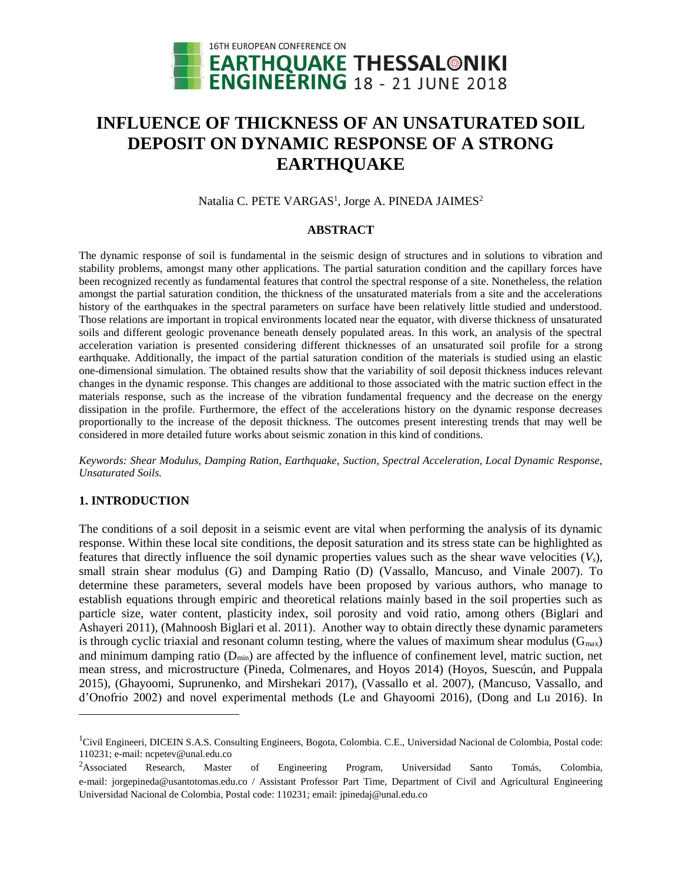# INFLUENCE OF THICKNESS OF AN UNSATURATED SOIL DEPOSIT ON DYNAMIC RESPONSE OF A STRONG EARTHQUAKE

Natalia C. PETE VARGAS[1], Jorge A. PINEDA JAIMES[2]

## ABSTRACT

The dynamic response of soil is fundamental in the seismic design of structures and in solutions to vibration and stability problems, amongst many other applications. The partial saturation condition and the capillary forces have been recognized recently as fundamental features that control the spectral response of a site. Nonetheless, the relation amongst the partial saturation condition, the thickness of the unsaturated materials from a site and the accelerations history of the earthquakes in the spectral parameters on surface have been relatively little studied and understood. Those relations are important in tropical environments located near the equator, with diverse thickness of unsaturated soils and different geologic provenance beneath densely populated areas. In this work, an analysis of the spectral acceleration variation is presented considering different thicknesses of an unsaturated soil profile for a strong earthquake. Additionally, the impact of the partial saturation condition of the materials is studied using an elastic one-dimensional simulation. The obtained results show that the variability of soil deposit thickness induces relevant changes in the dynamic response. This changes are additional to those associated with the matric suction effect in the materials response, such as the increase of the vibration fundamental frequency and the decrease on the energy dissipation in the profile. Furthermore, the effect of the accelerations history on the dynamic response decreases proportionally to the increase of the deposit thickness. The outcomes present interesting trends that may well be considered in more detailed future works about seismic zonation in this kind of conditions.

*Keywords: Shear Modulus, Damping Ration, Earthquake, Suction, Spectral Acceleration, Local Dynamic Response, Unsaturated Soils.*

## 1. INTRODUCTION

The conditions of a soil deposit in a seismic event are vital when performing the analysis of its dynamic response. Within these local site conditions, the deposit saturation and its stress state can be highlighted as features that directly influence the soil dynamic properties values such as the shear wave velocities ($V_s$), small strain shear modulus (G) and Damping Ratio (D) (Vassallo, Mancuso, and Vinale 2007). To determine these parameters, several models have been proposed by various authors, who manage to establish equations through empiric and theoretical relations mainly based in the soil properties such as particle size, water content, plasticity index, soil porosity and void ratio, among others (Biglari and Ashayeri 2011), (Mahnoosh Biglari et al. 2011). Another way to obtain directly these dynamic parameters is through cyclic triaxial and resonant column testing, where the values of maximum shear modulus ($G_{max}$) and minimum damping ratio ($D_{min}$) are affected by the influence of confinement level, matric suction, net mean stress, and microstructure (Pineda, Colmenares, and Hoyos 2014) (Hoyos, Suescún, and Puppala 2015), (Ghayoomi, Suprunenko, and Mirshekari 2017), (Vassallo et al. 2007), (Mancuso, Vassallo, and d'Onofrio 2002) and novel experimental methods (Le and Ghayoomi 2016), (Dong and Lu 2016). In

[1]Civil Engineeri, DICEIN S.A.S. Consulting Engineers, Bogota, Colombia. C.E., Universidad Nacional de Colombia, Postal code: 110231; e-mail: ncpetev@unal.edu.co

[2]Associated Research, Master of Engineering Program, Universidad Santo Tomás, Colombia, e-mail: jorgepineda@usantotomas.edu.co / Assistant Professor Part Time, Department of Civil and Agricultural Engineering Universidad Nacional de Colombia, Postal code: 110231; email: jpinedaj@unal.edu.co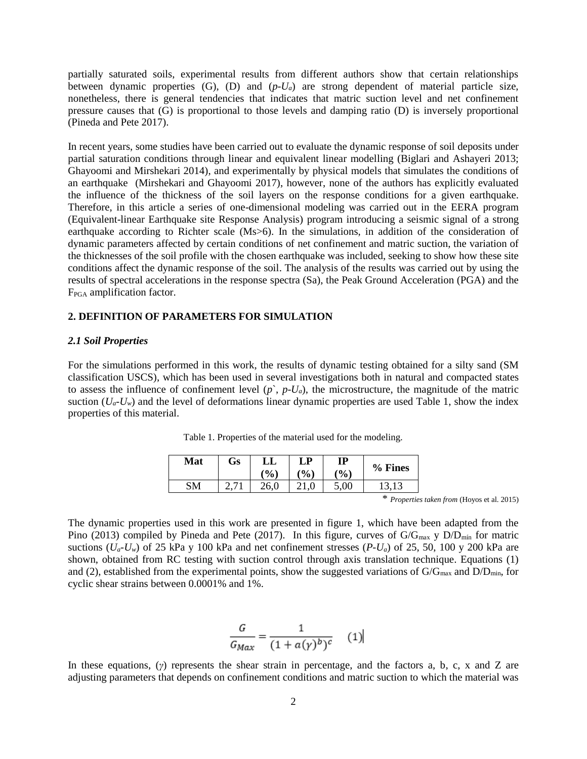partially saturated soils, experimental results from different authors show that certain relationships between dynamic properties (G), (D) and ($p$-$U_a$) are strong dependent of material particle size, nonetheless, there is general tendencies that indicates that matric suction level and net confinement pressure causes that (G) is proportional to those levels and damping ratio (D) is inversely proportional (Pineda and Pete 2017).

In recent years, some studies have been carried out to evaluate the dynamic response of soil deposits under partial saturation conditions through linear and equivalent linear modelling (Biglari and Ashayeri 2013; Ghayoomi and Mirshekari 2014), and experimentally by physical models that simulates the conditions of an earthquake (Mirshekari and Ghayoomi 2017), however, none of the authors has explicitly evaluated the influence of the thickness of the soil layers on the response conditions for a given earthquake. Therefore, in this article a series of one-dimensional modeling was carried out in the EERA program (Equivalent-linear Earthquake site Response Analysis) program introducing a seismic signal of a strong earthquake according to Richter scale (Ms>6). In the simulations, in addition of the consideration of dynamic parameters affected by certain conditions of net confinement and matric suction, the variation of the thicknesses of the soil profile with the chosen earthquake was included, seeking to show how these site conditions affect the dynamic response of the soil. The analysis of the results was carried out by using the results of spectral accelerations in the response spectra (Sa), the Peak Ground Acceleration (PGA) and the $F_{PGA}$ amplification factor.

## 2. DEFINITION OF PARAMETERS FOR SIMULATION

### *2.1 Soil Properties*

For the simulations performed in this work, the results of dynamic testing obtained for a silty sand (SM classification USCS), which has been used in several investigations both in natural and compacted states to assess the influence of confinement level ($p$`, $p$-$U_a$), the microstructure, the magnitude of the matric suction ($U_a$-$U_w$) and the level of deformations linear dynamic properties are used Table 1, show the index properties of this material.

Table 1. Properties of the material used for the modeling.

| Mat | Gs | LL (%) | LP (%) | IP (%) | % Fines |
|---|---|---|---|---|---|
| SM | 2,71 | 26,0 | 21,0 | 5,00 | 13,13 |

\* *Properties taken from* (Hoyos et al. 2015)

The dynamic properties used in this work are presented in figure 1, which have been adapted from the Pino (2013) compiled by Pineda and Pete (2017). In this figure, curves of $G/G_{max}$ y $D/D_{mín}$ for matric suctions ($U_a$-$U_w$) of 25 kPa y 100 kPa and net confinement stresses ($P$-$U_a$) of 25, 50, 100 y 200 kPa are shown, obtained from RC testing with suction control through axis translation technique. Equations (1) and (2), established from the experimental points, show the suggested variations of $G/G_{max}$ and $D/D_{min}$, for cyclic shear strains between 0.0001% and 1%.

$$\frac{G}{G_{Max}} = \frac{1}{(1 + a(\gamma)^b)^c} \quad (1)$$

In these equations, ($\gamma$) represents the shear strain in percentage, and the factors a, b, c, x and Z are adjusting parameters that depends on confinement conditions and matric suction to which the material was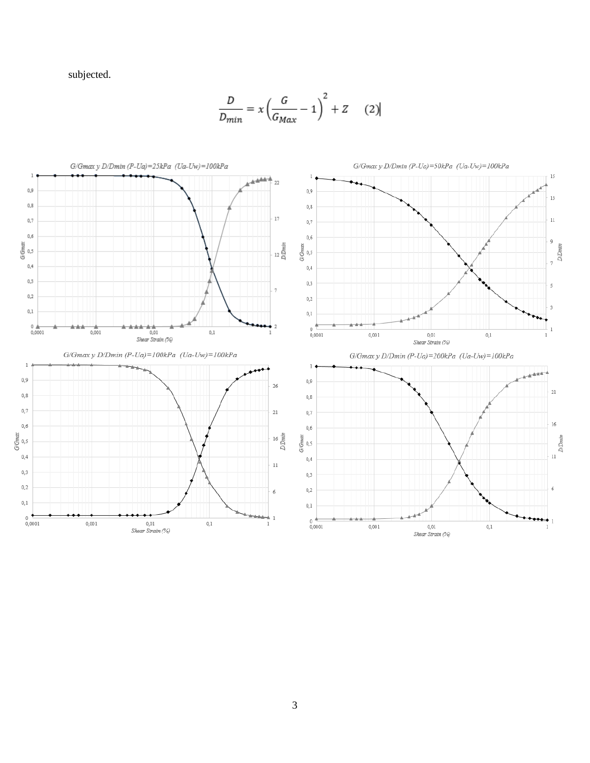subjected.

$$\frac{D}{D_{min}} = x\left(\frac{G}{G_{Max}} - 1\right)^2 + Z \quad (2)$$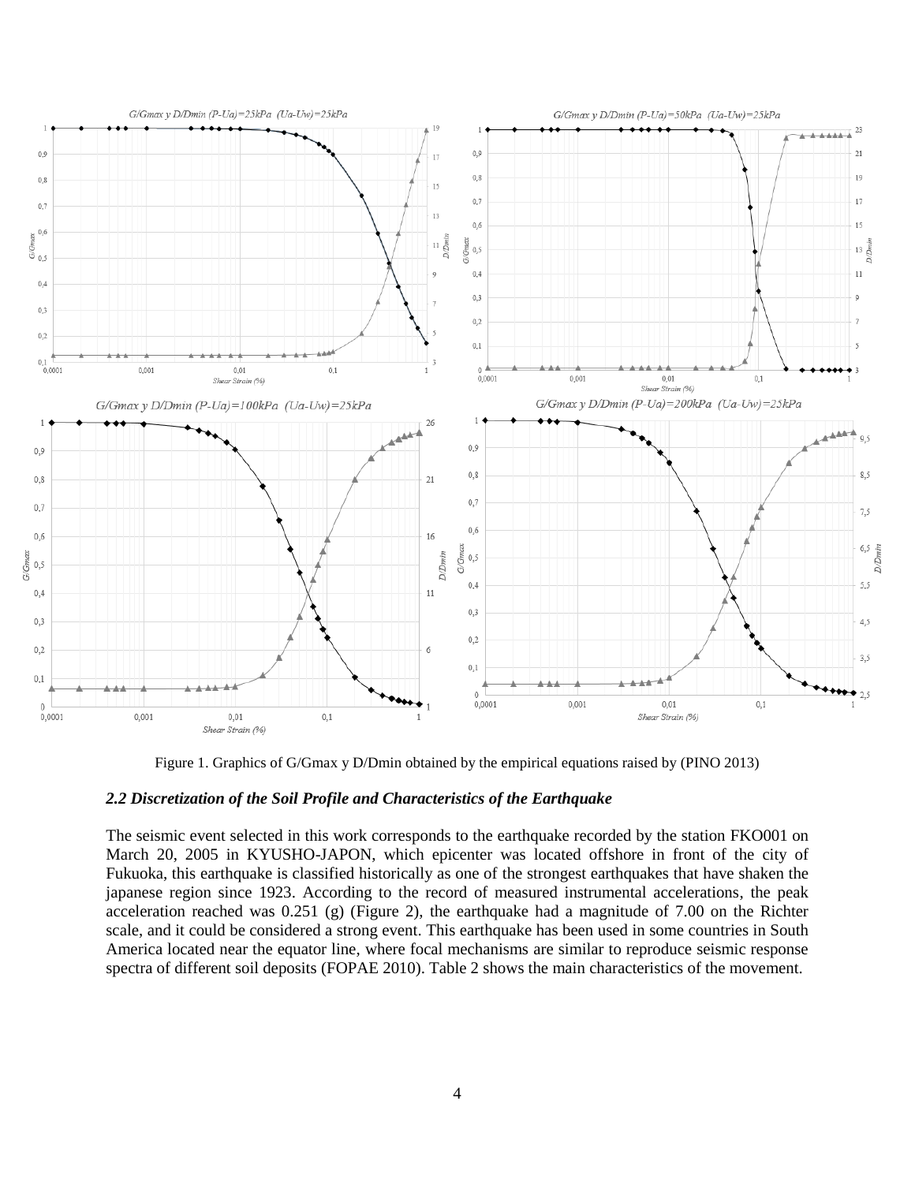Figure 1. Graphics of G/Gmax y D/Dmin obtained by the empirical equations raised by (PINO 2013)

### *2.2 Discretization of the Soil Profile and Characteristics of the Earthquake*

The seismic event selected in this work corresponds to the earthquake recorded by the station FKO001 on March 20, 2005 in KYUSHO-JAPON, which epicenter was located offshore in front of the city of Fukuoka, this earthquake is classified historically as one of the strongest earthquakes that have shaken the japanese region since 1923. According to the record of measured instrumental accelerations, the peak acceleration reached was 0.251 (g) (Figure 2), the earthquake had a magnitude of 7.00 on the Richter scale, and it could be considered a strong event. This earthquake has been used in some countries in South America located near the equator line, where focal mechanisms are similar to reproduce seismic response spectra of different soil deposits (FOPAE 2010). Table 2 shows the main characteristics of the movement.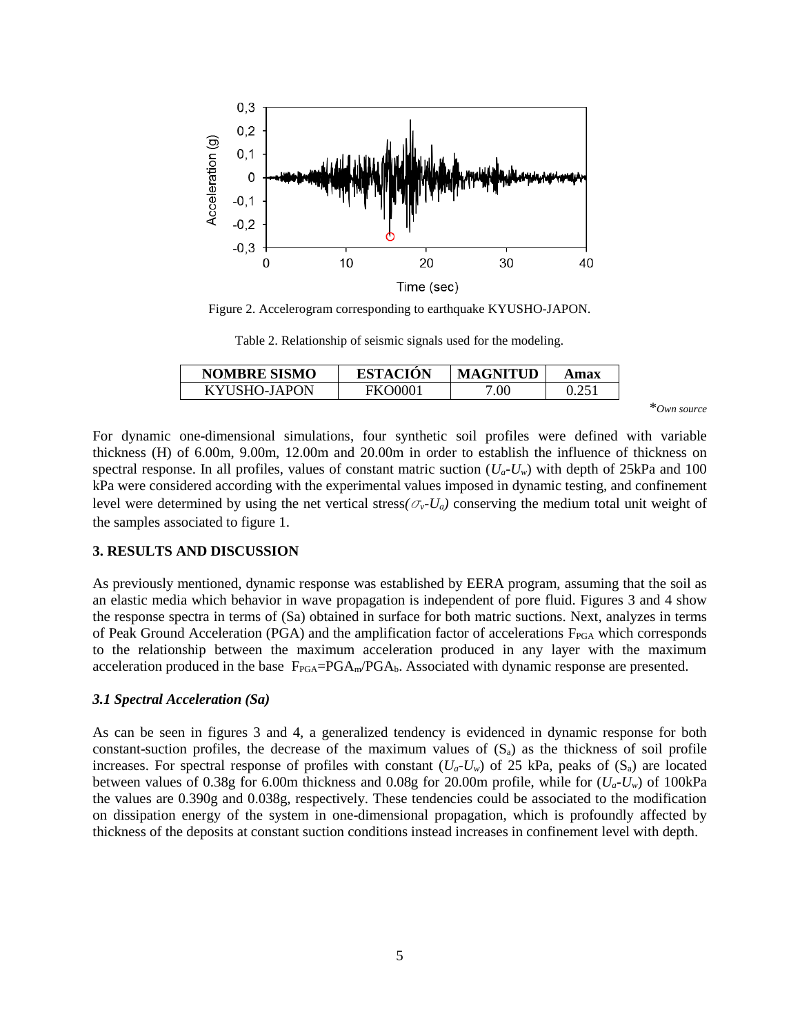Figure 2. Accelerogram corresponding to earthquake KYUSHO-JAPON.

Table 2. Relationship of seismic signals used for the modeling.

| NOMBRE SISMO | ESTACIÓN | MAGNITUD | Amax |
| --- | --- | --- | --- |
| KYUSHO-JAPON | FKO0001 | 7.00 | 0.251 |

**Own source*

For dynamic one-dimensional simulations, four synthetic soil profiles were defined with variable thickness (H) of 6.00m, 9.00m, 12.00m and 20.00m in order to establish the influence of thickness on spectral response. In all profiles, values of constant matric suction ($U_a$-$U_w$) with depth of 25kPa and 100 kPa were considered according with the experimental values imposed in dynamic testing, and confinement level were determined by using the net vertical stress($\sigma_v$-$U_a$) conserving the medium total unit weight of the samples associated to figure 1.

## 3. RESULTS AND DISCUSSION

As previously mentioned, dynamic response was established by EERA program, assuming that the soil as an elastic media which behavior in wave propagation is independent of pore fluid. Figures 3 and 4 show the response spectra in terms of (Sa) obtained in surface for both matric suctions. Next, analyzes in terms of Peak Ground Acceleration (PGA) and the amplification factor of accelerations $F_{PGA}$ which corresponds to the relationship between the maximum acceleration produced in any layer with the maximum acceleration produced in the base $F_{PGA}=PGA_m/PGA_b$. Associated with dynamic response are presented.

### *3.1 Spectral Acceleration (Sa)*

As can be seen in figures 3 and 4, a generalized tendency is evidenced in dynamic response for both constant-suction profiles, the decrease of the maximum values of ($S_a$) as the thickness of soil profile increases. For spectral response of profiles with constant ($U_a$-$U_w$) of 25 kPa, peaks of ($S_a$) are located between values of 0.38g for 6.00m thickness and 0.08g for 20.00m profile, while for ($U_a$-$U_w$) of 100kPa the values are 0.390g and 0.038g, respectively. These tendencies could be associated to the modification on dissipation energy of the system in one-dimensional propagation, which is profoundly affected by thickness of the deposits at constant suction conditions instead increases in confinement level with depth.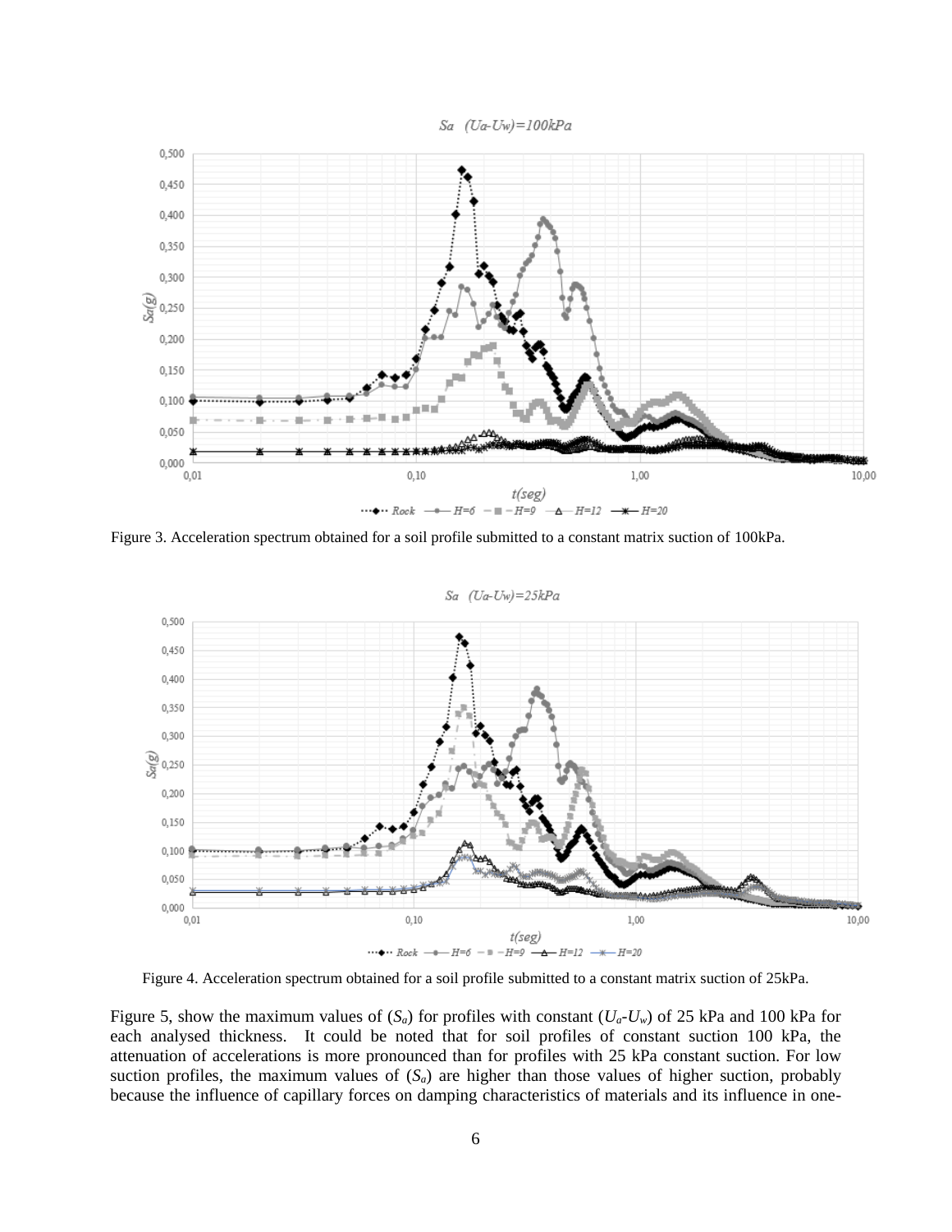Figure 3. Acceleration spectrum obtained for a soil profile submitted to a constant matrix suction of 100kPa.

Figure 4. Acceleration spectrum obtained for a soil profile submitted to a constant matrix suction of 25kPa.

Figure 5, show the maximum values of ($S_a$) for profiles with constant ($U_a$-$U_w$) of 25 kPa and 100 kPa for each analysed thickness. It could be noted that for soil profiles of constant suction 100 kPa, the attenuation of accelerations is more pronounced than for profiles with 25 kPa constant suction. For low suction profiles, the maximum values of ($S_a$) are higher than those values of higher suction, probably because the influence of capillary forces on damping characteristics of materials and its influence in one-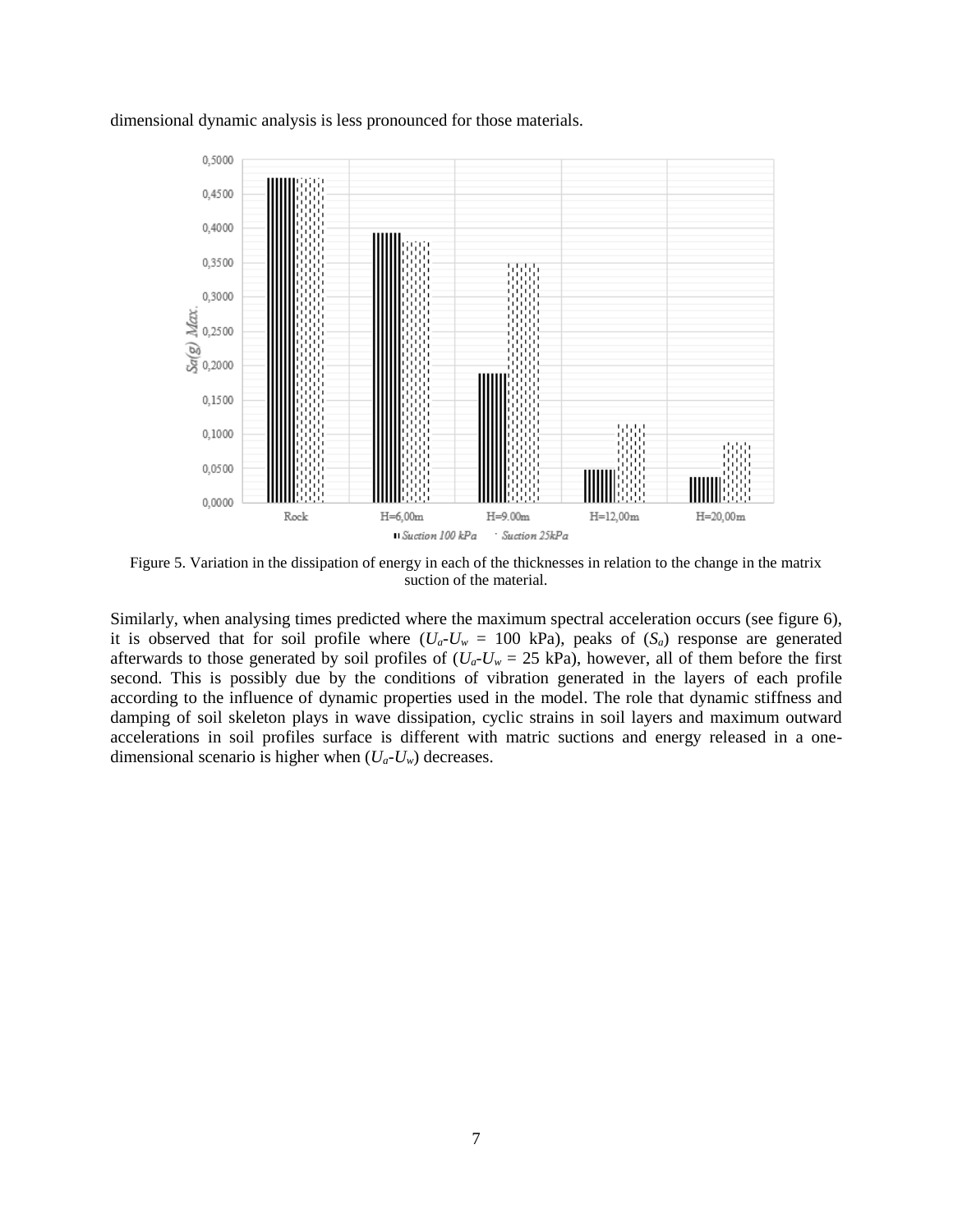dimensional dynamic analysis is less pronounced for those materials.

Figure 5. Variation in the dissipation of energy in each of the thicknesses in relation to the change in the matrix suction of the material.

Similarly, when analysing times predicted where the maximum spectral acceleration occurs (see figure 6), it is observed that for soil profile where ($U_a$-$U_w$ = 100 kPa), peaks of ($S_a$) response are generated afterwards to those generated by soil profiles of ($U_a$-$U_w$ = 25 kPa), however, all of them before the first second. This is possibly due by the conditions of vibration generated in the layers of each profile according to the influence of dynamic properties used in the model. The role that dynamic stiffness and damping of soil skeleton plays in wave dissipation, cyclic strains in soil layers and maximum outward accelerations in soil profiles surface is different with matric suctions and energy released in a one-dimensional scenario is higher when ($U_a$-$U_w$) decreases.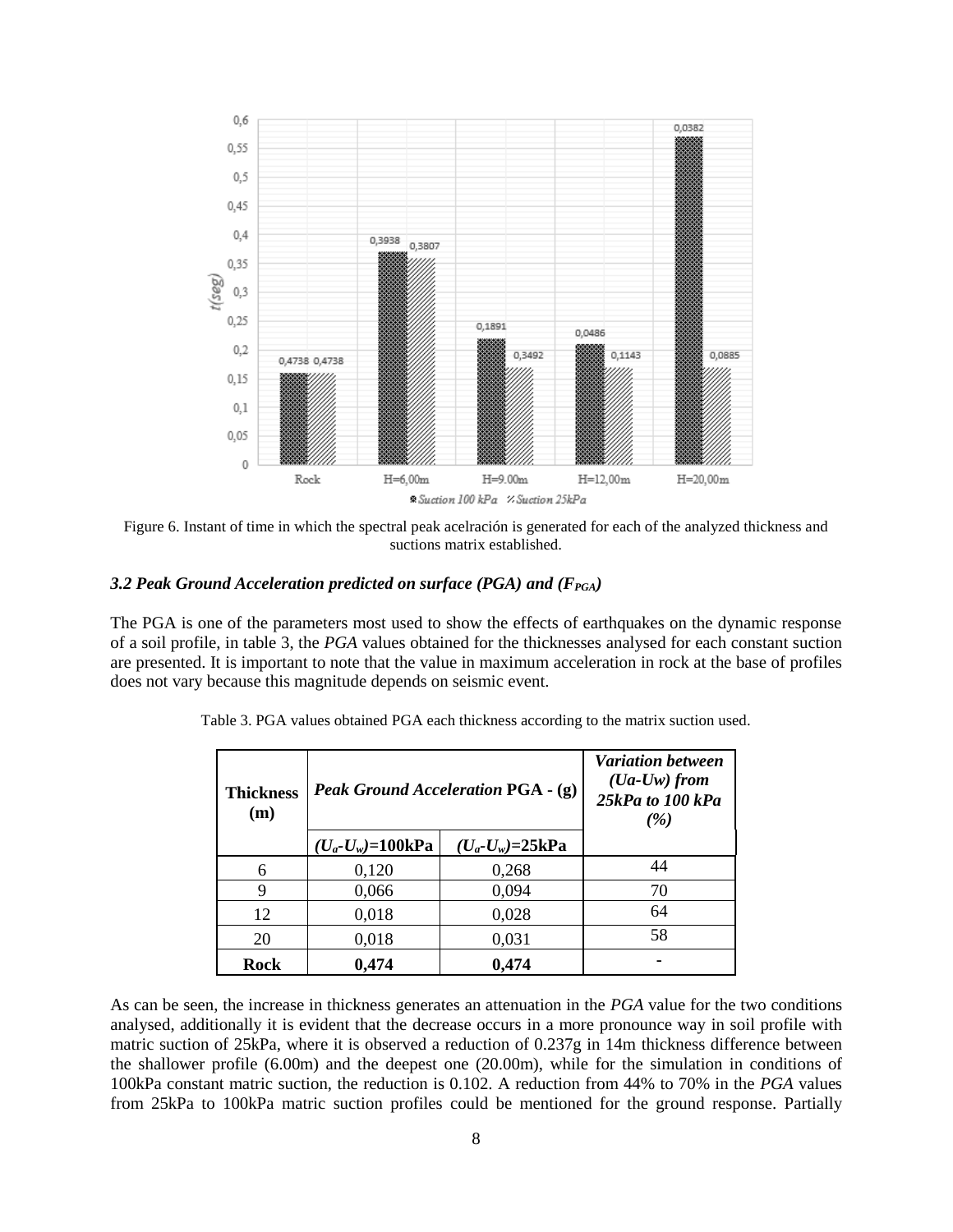Figure 6. Instant of time in which the spectral peak acelración is generated for each of the analyzed thickness and suctions matrix established.

### *3.2 Peak Ground Acceleration predicted on surface (PGA) and ($F_{PGA}$)*

The PGA is one of the parameters most used to show the effects of earthquakes on the dynamic response of a soil profile, in table 3, the *PGA* values obtained for the thicknesses analysed for each constant suction are presented. It is important to note that the value in maximum acceleration in rock at the base of profiles does not vary because this magnitude depends on seismic event.

Table 3. PGA values obtained PGA each thickness according to the matrix suction used.

| **Thickness (m)** | ***Peak Ground Acceleration* PGA - (g)** | | ***Variation between (Ua-Uw) from 25kPa to 100 kPa (%)*** |
|---|---|---|---|
| | **$(U_a$-$U_w)$=100kPa** | **$(U_a$-$U_w)$=25kPa** | |
| 6 | 0,120 | 0,268 | 44 |
| 9 | 0,066 | 0,094 | 70 |
| 12 | 0,018 | 0,028 | 64 |
| 20 | 0,018 | 0,031 | 58 |
| **Rock** | **0,474** | **0,474** | - |

As can be seen, the increase in thickness generates an attenuation in the *PGA* value for the two conditions analysed, additionally it is evident that the decrease occurs in a more pronounce way in soil profile with matric suction of 25kPa, where it is observed a reduction of 0.237g in 14m thickness difference between the shallower profile (6.00m) and the deepest one (20.00m), while for the simulation in conditions of 100kPa constant matric suction, the reduction is 0.102. A reduction from 44% to 70% in the *PGA* values from 25kPa to 100kPa matric suction profiles could be mentioned for the ground response. Partially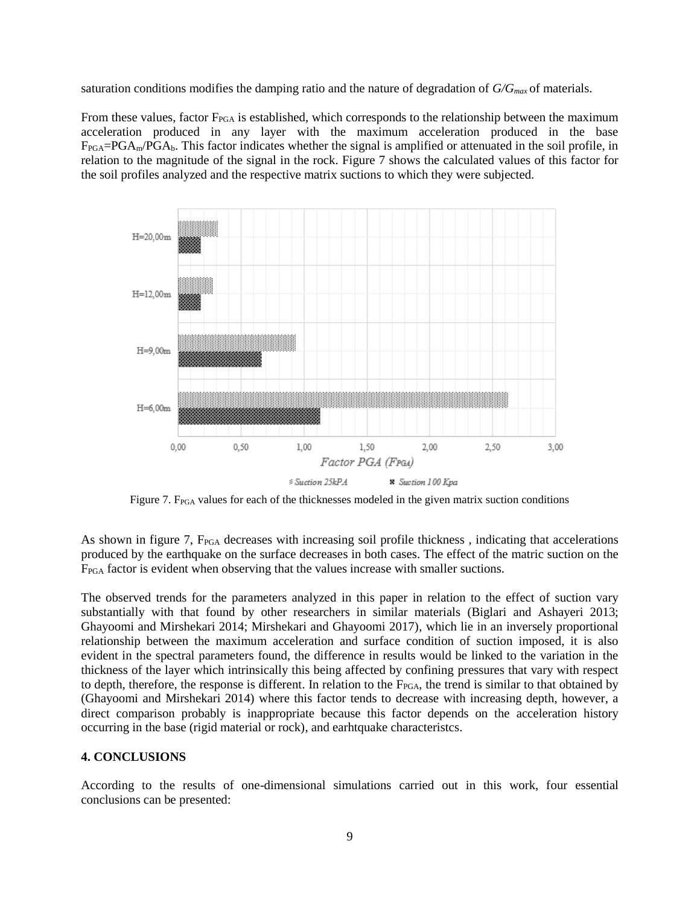saturation conditions modifies the damping ratio and the nature of degradation of $G/G_{max}$ of materials.

From these values, factor $F_{PGA}$ is established, which corresponds to the relationship between the maximum acceleration produced in any layer with the maximum acceleration produced in the base $F_{PGA}=PGA_m/PGA_b$. This factor indicates whether the signal is amplified or attenuated in the soil profile, in relation to the magnitude of the signal in the rock. Figure 7 shows the calculated values of this factor for the soil profiles analyzed and the respective matrix suctions to which they were subjected.

Figure 7. $F_{PGA}$ values for each of the thicknesses modeled in the given matrix suction conditions

As shown in figure 7, $F_{PGA}$ decreases with increasing soil profile thickness , indicating that accelerations produced by the earthquake on the surface decreases in both cases. The effect of the matric suction on the $F_{PGA}$ factor is evident when observing that the values increase with smaller suctions.

The observed trends for the parameters analyzed in this paper in relation to the effect of suction vary substantially with that found by other researchers in similar materials (Biglari and Ashayeri 2013; Ghayoomi and Mirshekari 2014; Mirshekari and Ghayoomi 2017), which lie in an inversely proportional relationship between the maximum acceleration and surface condition of suction imposed, it is also evident in the spectral parameters found, the difference in results would be linked to the variation in the thickness of the layer which intrinsically this being affected by confining pressures that vary with respect to depth, therefore, the response is different. In relation to the $F_{PGA}$, the trend is similar to that obtained by (Ghayoomi and Mirshekari 2014) where this factor tends to decrease with increasing depth, however, a direct comparison probably is inappropriate because this factor depends on the acceleration history occurring in the base (rigid material or rock), and earhtquake characteristcs.

## 4. CONCLUSIONS

According to the results of one-dimensional simulations carried out in this work, four essential conclusions can be presented: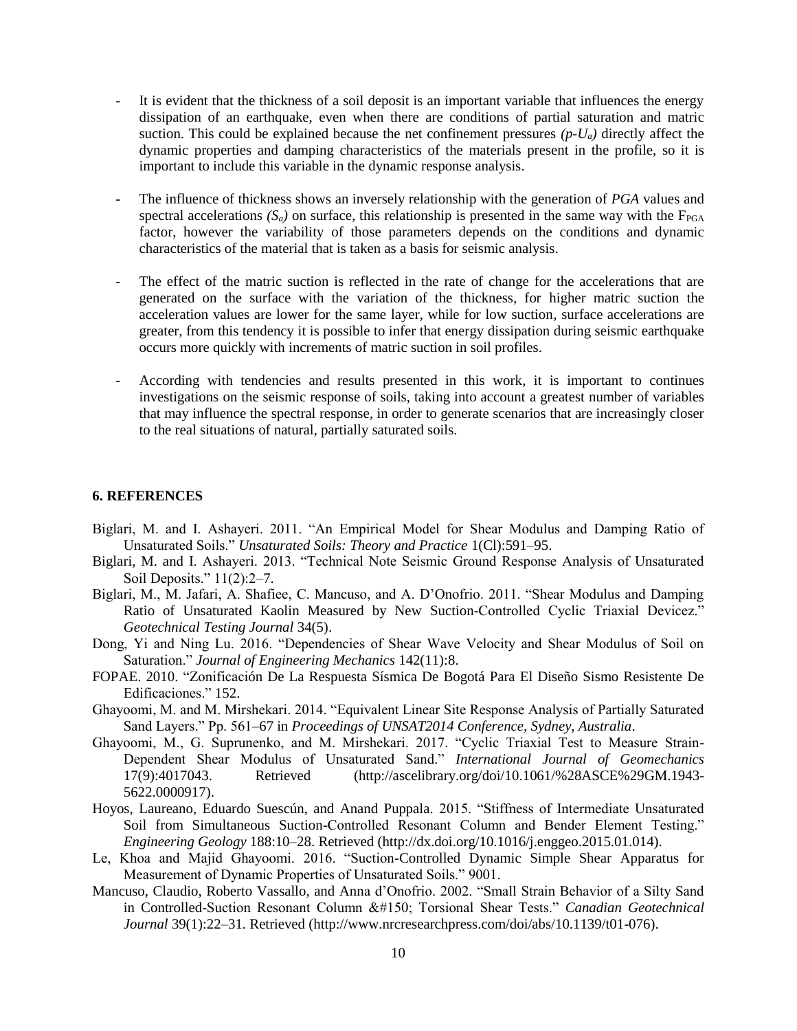- It is evident that the thickness of a soil deposit is an important variable that influences the energy dissipation of an earthquake, even when there are conditions of partial saturation and matric suction. This could be explained because the net confinement pressures *($p$-$U_a$)* directly affect the dynamic properties and damping characteristics of the materials present in the profile, so it is important to include this variable in the dynamic response analysis.

- The influence of thickness shows an inversely relationship with the generation of *PGA* values and spectral accelerations *($S_a$)* on surface, this relationship is presented in the same way with the $F_{PGA}$ factor, however the variability of those parameters depends on the conditions and dynamic characteristics of the material that is taken as a basis for seismic analysis.

- The effect of the matric suction is reflected in the rate of change for the accelerations that are generated on the surface with the variation of the thickness, for higher matric suction the acceleration values are lower for the same layer, while for low suction, surface accelerations are greater, from this tendency it is possible to infer that energy dissipation during seismic earthquake occurs more quickly with increments of matric suction in soil profiles.

- According with tendencies and results presented in this work, it is important to continues investigations on the seismic response of soils, taking into account a greatest number of variables that may influence the spectral response, in order to generate scenarios that are increasingly closer to the real situations of natural, partially saturated soils.

## 6. REFERENCES

Biglari, M. and I. Ashayeri. 2011. "An Empirical Model for Shear Modulus and Damping Ratio of Unsaturated Soils." *Unsaturated Soils: Theory and Practice* 1(Cl):591–95.

Biglari, M. and I. Ashayeri. 2013. "Technical Note Seismic Ground Response Analysis of Unsaturated Soil Deposits." 11(2):2–7.

Biglari, M., M. Jafari, A. Shafiee, C. Mancuso, and A. D'Onofrio. 2011. "Shear Modulus and Damping Ratio of Unsaturated Kaolin Measured by New Suction-Controlled Cyclic Triaxial Devicez." *Geotechnical Testing Journal* 34(5).

Dong, Yi and Ning Lu. 2016. "Dependencies of Shear Wave Velocity and Shear Modulus of Soil on Saturation." *Journal of Engineering Mechanics* 142(11):8.

FOPAE. 2010. "Zonificación De La Respuesta Sísmica De Bogotá Para El Diseño Sismo Resistente De Edificaciones." 152.

Ghayoomi, M. and M. Mirshekari. 2014. "Equivalent Linear Site Response Analysis of Partially Saturated Sand Layers." Pp. 561–67 in *Proceedings of UNSAT2014 Conference, Sydney, Australia*.

Ghayoomi, M., G. Suprunenko, and M. Mirshekari. 2017. "Cyclic Triaxial Test to Measure Strain-Dependent Shear Modulus of Unsaturated Sand." *International Journal of Geomechanics* 17(9):4017043. Retrieved (http://ascelibrary.org/doi/10.1061/%28ASCE%29GM.1943-5622.0000917).

Hoyos, Laureano, Eduardo Suescún, and Anand Puppala. 2015. "Stiffness of Intermediate Unsaturated Soil from Simultaneous Suction-Controlled Resonant Column and Bender Element Testing." *Engineering Geology* 188:10–28. Retrieved (http://dx.doi.org/10.1016/j.enggeo.2015.01.014).

Le, Khoa and Majid Ghayoomi. 2016. "Suction-Controlled Dynamic Simple Shear Apparatus for Measurement of Dynamic Properties of Unsaturated Soils." 9001.

Mancuso, Claudio, Roberto Vassallo, and Anna d'Onofrio. 2002. "Small Strain Behavior of a Silty Sand in Controlled-Suction Resonant Column &#150; Torsional Shear Tests." *Canadian Geotechnical Journal* 39(1):22–31. Retrieved (http://www.nrcresearchpress.com/doi/abs/10.1139/t01-076).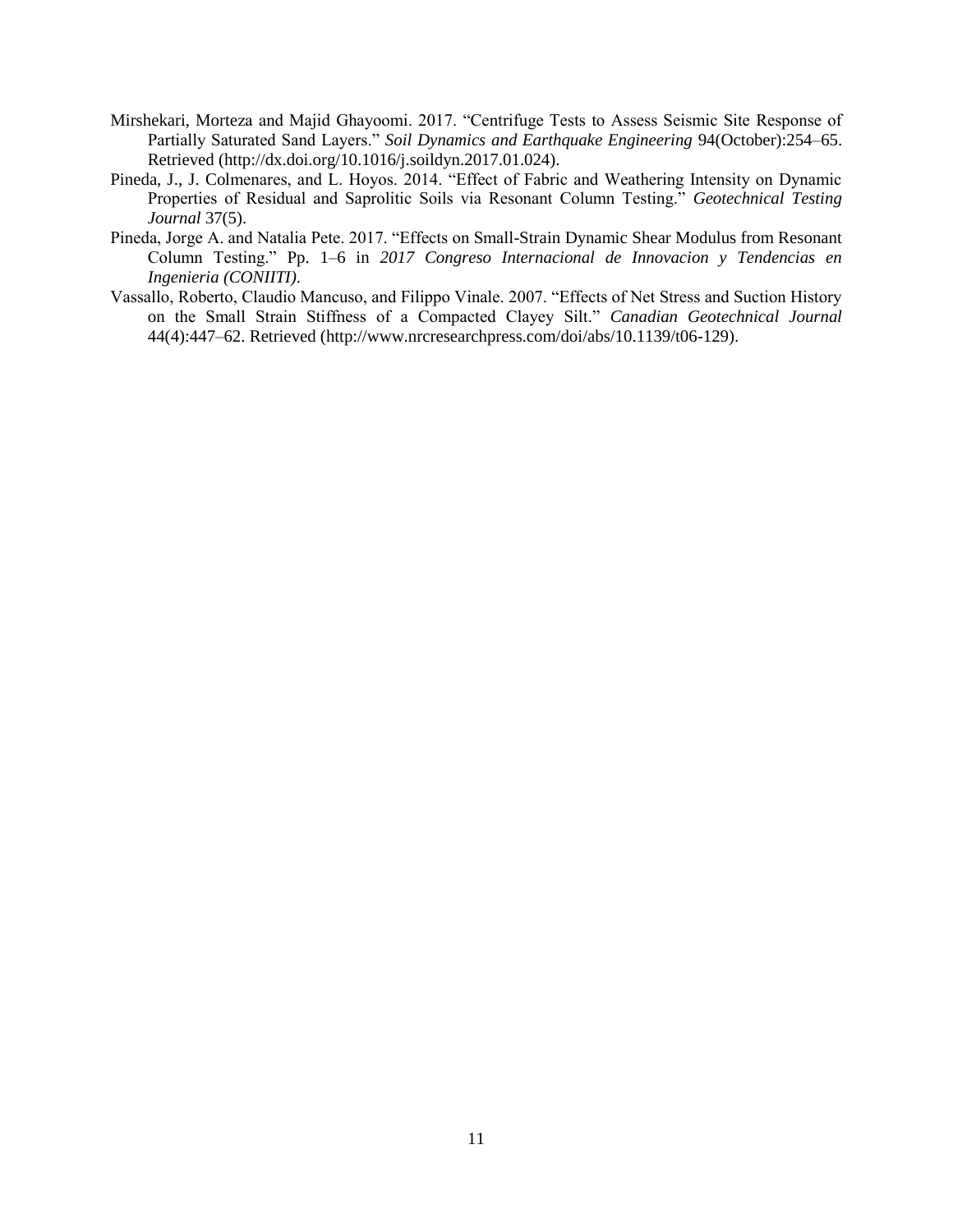Mirshekari, Morteza and Majid Ghayoomi. 2017. "Centrifuge Tests to Assess Seismic Site Response of Partially Saturated Sand Layers." *Soil Dynamics and Earthquake Engineering* 94(October):254–65. Retrieved (http://dx.doi.org/10.1016/j.soildyn.2017.01.024).

Pineda, J., J. Colmenares, and L. Hoyos. 2014. "Effect of Fabric and Weathering Intensity on Dynamic Properties of Residual and Saprolitic Soils via Resonant Column Testing." *Geotechnical Testing Journal* 37(5).

Pineda, Jorge A. and Natalia Pete. 2017. "Effects on Small-Strain Dynamic Shear Modulus from Resonant Column Testing." Pp. 1–6 in *2017 Congreso Internacional de Innovacion y Tendencias en Ingenieria (CONIITI)*.

Vassallo, Roberto, Claudio Mancuso, and Filippo Vinale. 2007. "Effects of Net Stress and Suction History on the Small Strain Stiffness of a Compacted Clayey Silt." *Canadian Geotechnical Journal* 44(4):447–62. Retrieved (http://www.nrcresearchpress.com/doi/abs/10.1139/t06-129).